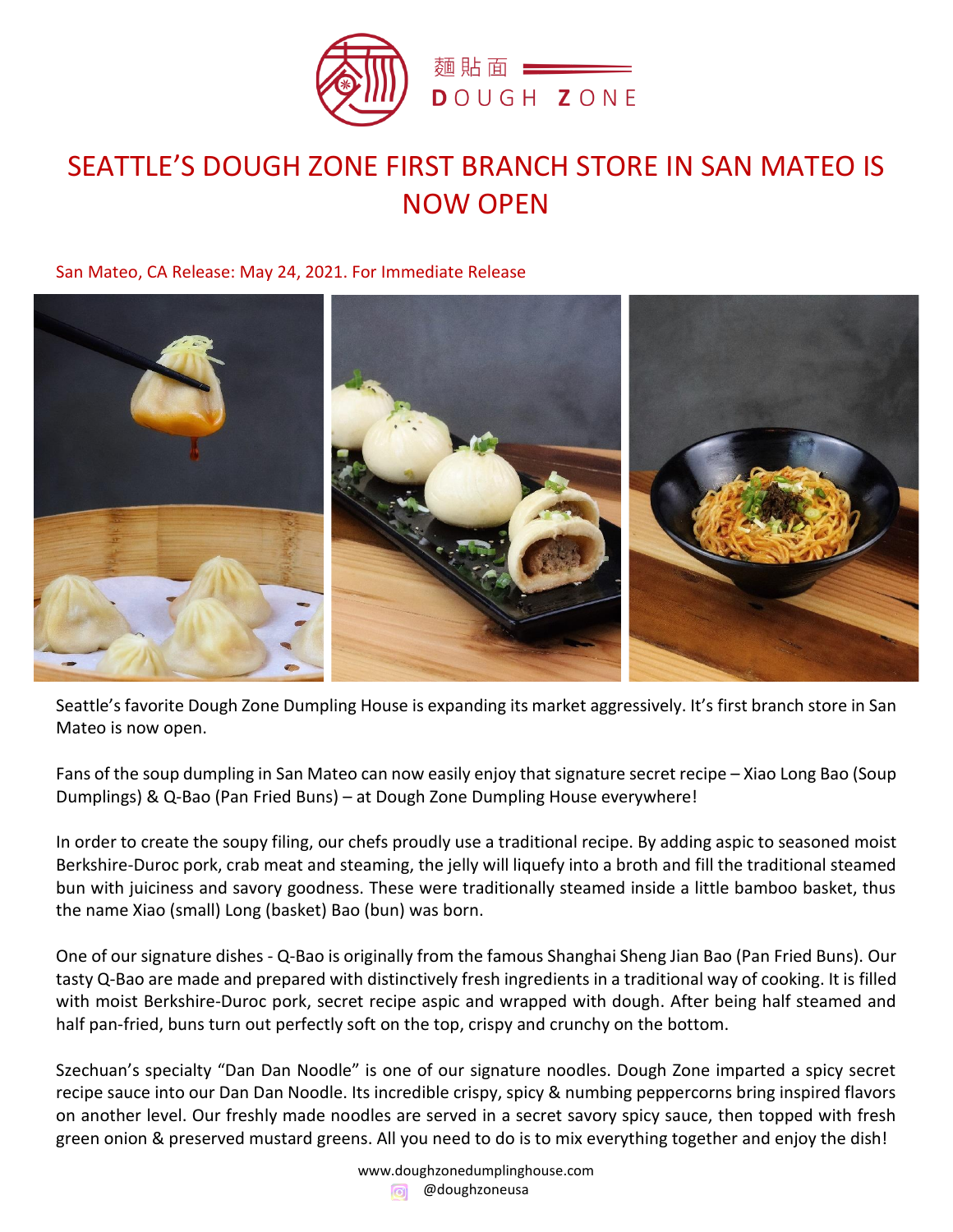麵貼面 DOUGH ZONE

# SEATTLE'S DOUGH ZONE FIRST BRANCH STORE IN SAN MATEO IS NOW OPEN

San Mateo, CA Release: May 24, 2021. For Immediate Release

Seattle's favorite Dough Zone Dumpling House is expanding its market aggressively. It's first branch store in San Mateo is now open.

Fans of the soup dumpling in San Mateo can now easily enjoy that signature secret recipe – Xiao Long Bao (Soup Dumplings) & Q-Bao (Pan Fried Buns) – at Dough Zone Dumpling House everywhere!

In order to create the soupy filing, our chefs proudly use a traditional recipe. By adding aspic to seasoned moist Berkshire-Duroc pork, crab meat and steaming, the jelly will liquefy into a broth and fill the traditional steamed bun with juiciness and savory goodness. These were traditionally steamed inside a little bamboo basket, thus the name Xiao (small) Long (basket) Bao (bun) was born.

One of our signature dishes - Q-Bao is originally from the famous Shanghai Sheng Jian Bao (Pan Fried Buns). Our tasty Q-Bao are made and prepared with distinctively fresh ingredients in a traditional way of cooking. It is filled with moist Berkshire-Duroc pork, secret recipe aspic and wrapped with dough. After being half steamed and half pan-fried, buns turn out perfectly soft on the top, crispy and crunchy on the bottom.

Szechuan's specialty "Dan Dan Noodle" is one of our signature noodles. Dough Zone imparted a spicy secret recipe sauce into our Dan Dan Noodle. Its incredible crispy, spicy & numbing peppercorns bring inspired flavors on another level. Our freshly made noodles are served in a secret savory spicy sauce, then topped with fresh green onion & preserved mustard greens. All you need to do is to mix everything together and enjoy the dish!

www.doughzonedumplinghouse.com
@doughzoneusa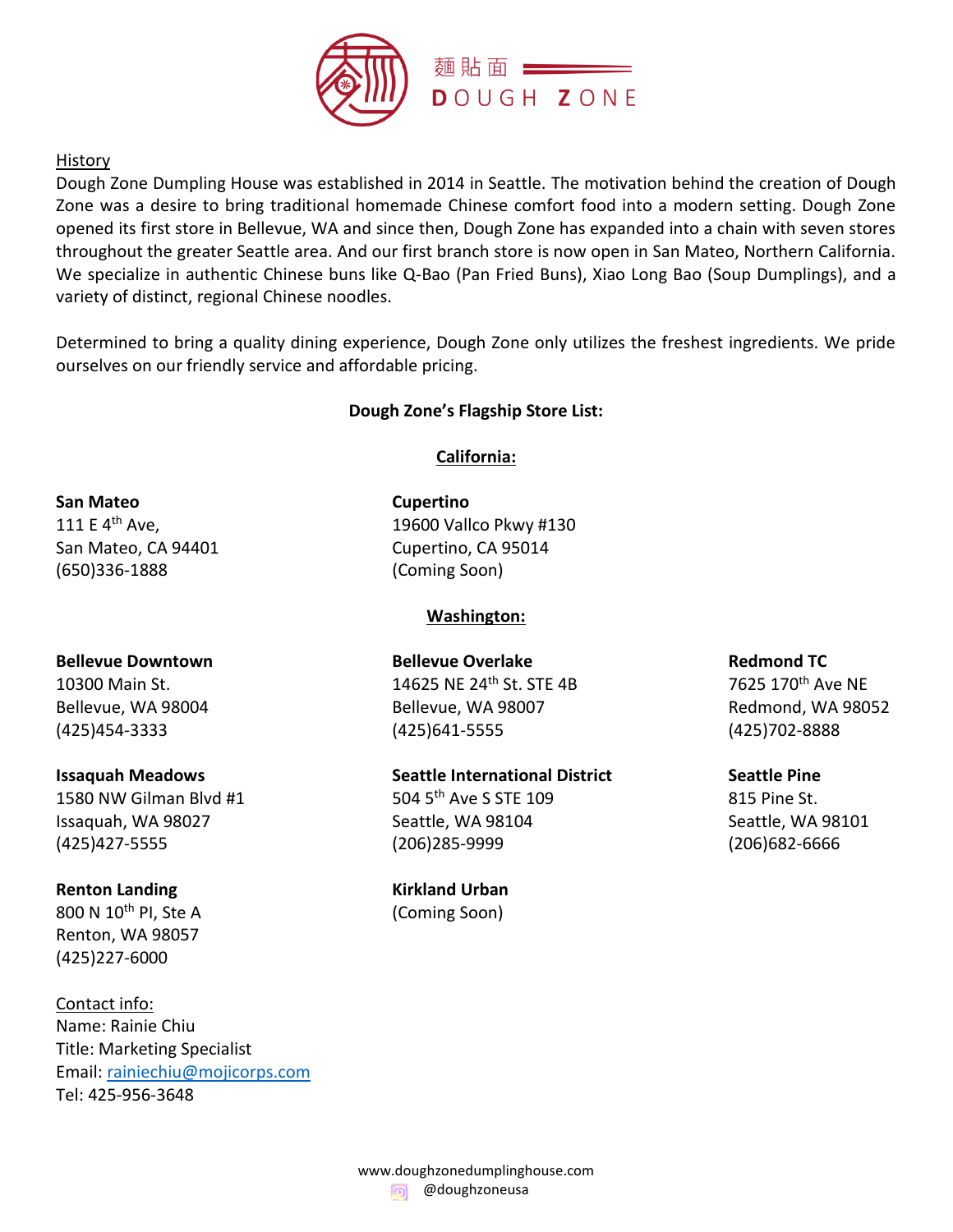麵貼面 DOUGH ZONE

History

Dough Zone Dumpling House was established in 2014 in Seattle. The motivation behind the creation of Dough Zone was a desire to bring traditional homemade Chinese comfort food into a modern setting. Dough Zone opened its first store in Bellevue, WA and since then, Dough Zone has expanded into a chain with seven stores throughout the greater Seattle area. And our first branch store is now open in San Mateo, Northern California. We specialize in authentic Chinese buns like Q-Bao (Pan Fried Buns), Xiao Long Bao (Soup Dumplings), and a variety of distinct, regional Chinese noodles.

Determined to bring a quality dining experience, Dough Zone only utilizes the freshest ingredients. We pride ourselves on our friendly service and affordable pricing.

**Dough Zone's Flagship Store List:**

**California:**

**San Mateo**
111 E 4th Ave,
San Mateo, CA 94401
(650)336-1888

**Cupertino**
19600 Vallco Pkwy #130
Cupertino, CA 95014
(Coming Soon)

**Washington:**

**Bellevue Downtown**
10300 Main St.
Bellevue, WA 98004
(425)454-3333

**Bellevue Overlake**
14625 NE 24th St. STE 4B
Bellevue, WA 98007
(425)641-5555

**Redmond TC**
7625 170th Ave NE
Redmond, WA 98052
(425)702-8888

**Issaquah Meadows**
1580 NW Gilman Blvd #1
Issaquah, WA 98027
(425)427-5555

**Seattle International District**
504 5th Ave S STE 109
Seattle, WA 98104
(206)285-9999

**Seattle Pine**
815 Pine St.
Seattle, WA 98101
(206)682-6666

**Renton Landing**
800 N 10th Pl, Ste A
Renton, WA 98057
(425)227-6000

**Kirkland Urban**
(Coming Soon)

Contact info:
Name: Rainie Chiu
Title: Marketing Specialist
Email: rainiechiu@mojicorps.com
Tel: 425-956-3648

www.doughzonedumplinghouse.com
@doughzoneusa